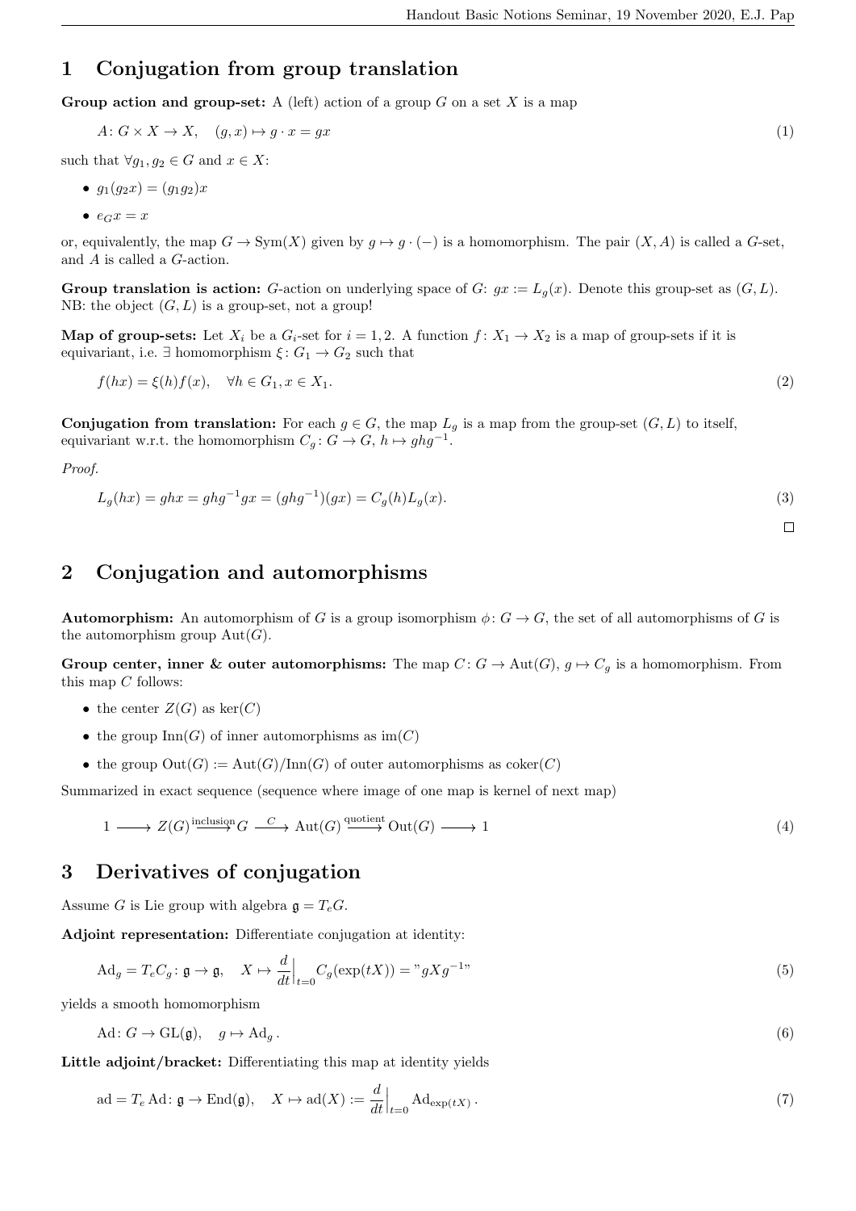# 1 Conjugation from group translation

**Group action and group-set:** A (left) action of a group $G$ on a set $X$ is a map

$$A\colon G \times X \to X, \quad (g, x) \mapsto g \cdot x = gx \tag{1}$$

such that $\forall g_1, g_2 \in G$ and $x \in X$:

- $g_1(g_2 x) = (g_1 g_2)x$
- $e_G x = x$

or, equivalently, the map $G \to \mathrm{Sym}(X)$ given by $g \mapsto g \cdot (-)$ is a homomorphism. The pair $(X, A)$ is called a $G$-set, and $A$ is called a $G$-action.

**Group translation is action:** $G$-action on underlying space of $G$: $gx := L_g(x)$. Denote this group-set as $(G, L)$. NB: the object $(G, L)$ is a group-set, not a group!

**Map of group-sets:** Let $X_i$ be a $G_i$-set for $i = 1, 2$. A function $f\colon X_1 \to X_2$ is a map of group-sets if it is equivariant, i.e. $\exists$ homomorphism $\xi\colon G_1 \to G_2$ such that

$$f(hx) = \xi(h)f(x), \quad \forall h \in G_1, x \in X_1. \tag{2}$$

**Conjugation from translation:** For each $g \in G$, the map $L_g$ is a map from the group-set $(G, L)$ to itself, equivariant w.r.t. the homomorphism $C_g\colon G \to G$, $h \mapsto ghg^{-1}$.

*Proof.*

$$L_g(hx) = ghx = ghg^{-1}gx = (ghg^{-1})(gx) = C_g(h)L_g(x). \tag{3}$$

□

# 2 Conjugation and automorphisms

**Automorphism:** An automorphism of $G$ is a group isomorphism $\phi\colon G \to G$, the set of all automorphisms of $G$ is the automorphism group $\mathrm{Aut}(G)$.

**Group center, inner & outer automorphisms:** The map $C\colon G \to \mathrm{Aut}(G)$, $g \mapsto C_g$ is a homomorphism. From this map $C$ follows:

- the center $Z(G)$ as $\ker(C)$
- the group $\mathrm{Inn}(G)$ of inner automorphisms as $\mathrm{im}(C)$
- the group $\mathrm{Out}(G) := \mathrm{Aut}(G)/\mathrm{Inn}(G)$ of outer automorphisms as $\mathrm{coker}(C)$

Summarized in exact sequence (sequence where image of one map is kernel of next map)

$$1 \longrightarrow Z(G) \xrightarrow{\text{inclusion}} G \xrightarrow{\;C\;} \mathrm{Aut}(G) \xrightarrow{\text{quotient}} \mathrm{Out}(G) \longrightarrow 1 \tag{4}$$

# 3 Derivatives of conjugation

Assume $G$ is Lie group with algebra $\mathfrak{g} = T_e G$.

**Adjoint representation:** Differentiate conjugation at identity:

$$\mathrm{Ad}_g = T_e C_g\colon \mathfrak{g} \to \mathfrak{g}, \quad X \mapsto \frac{d}{dt}\Big|_{t=0} C_g(\exp(tX)) = \text{"}gXg^{-1}\text{"} \tag{5}$$

yields a smooth homomorphism

$$\mathrm{Ad}\colon G \to \mathrm{GL}(\mathfrak{g}), \quad g \mapsto \mathrm{Ad}_g\,. \tag{6}$$

**Little adjoint/bracket:** Differentiating this map at identity yields

$$\mathrm{ad} = T_e\,\mathrm{Ad}\colon \mathfrak{g} \to \mathrm{End}(\mathfrak{g}), \quad X \mapsto \mathrm{ad}(X) := \frac{d}{dt}\Big|_{t=0} \mathrm{Ad}_{\exp(tX)}\,. \tag{7}$$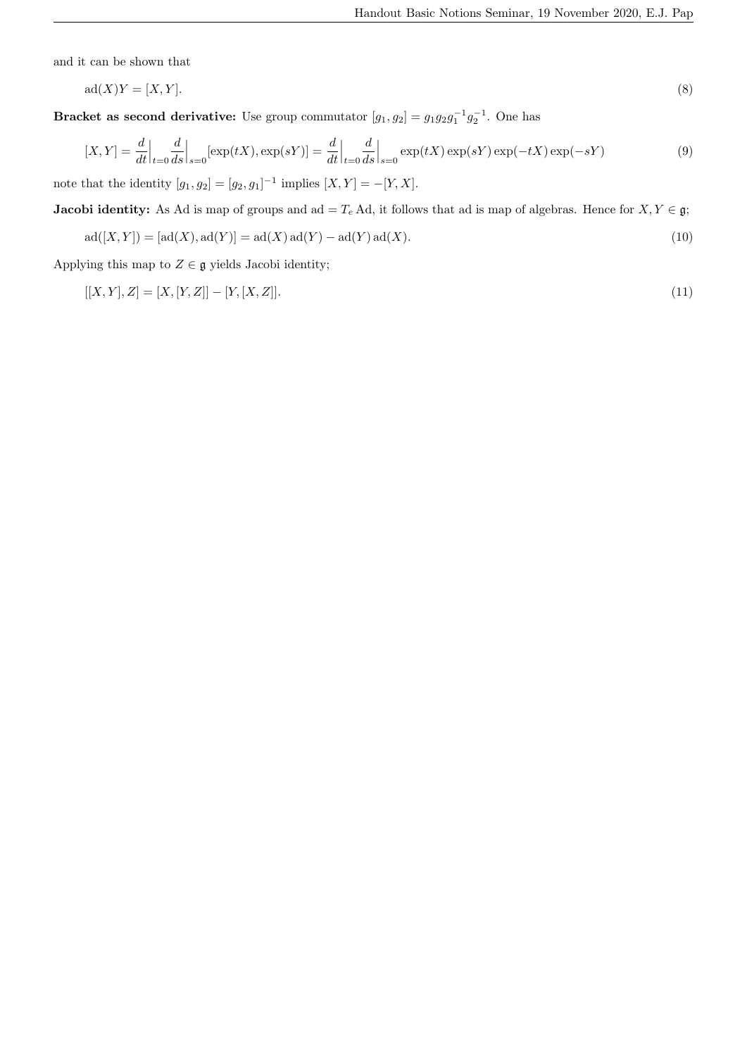and it can be shown that

$$\mathrm{ad}(X)Y = [X, Y]. \tag{8}$$

**Bracket as second derivative:** Use group commutator $[g_1, g_2] = g_1 g_2 g_1^{-1} g_2^{-1}$. One has

$$[X, Y] = \frac{d}{dt}\Big|_{t=0} \frac{d}{ds}\Big|_{s=0} [\exp(tX), \exp(sY)] = \frac{d}{dt}\Big|_{t=0} \frac{d}{ds}\Big|_{s=0} \exp(tX)\exp(sY)\exp(-tX)\exp(-sY) \tag{9}$$

note that the identity $[g_1, g_2] = [g_2, g_1]^{-1}$ implies $[X, Y] = -[Y, X]$.

**Jacobi identity:** As Ad is map of groups and $\mathrm{ad} = T_e \,\mathrm{Ad}$, it follows that ad is map of algebras. Hence for $X, Y \in \mathfrak{g}$;

$$\mathrm{ad}([X, Y]) = [\mathrm{ad}(X), \mathrm{ad}(Y)] = \mathrm{ad}(X)\,\mathrm{ad}(Y) - \mathrm{ad}(Y)\,\mathrm{ad}(X). \tag{10}$$

Applying this map to $Z \in \mathfrak{g}$ yields Jacobi identity;

$$[[X, Y], Z] = [X, [Y, Z]] - [Y, [X, Z]]. \tag{11}$$